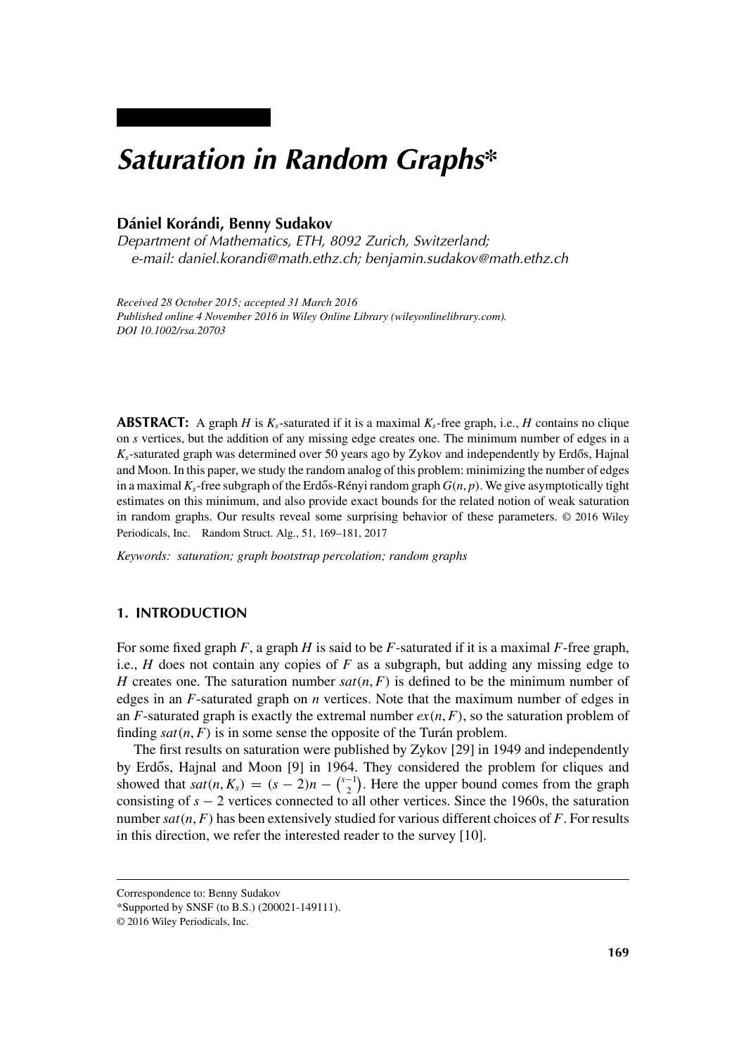# Saturation in Random Graphs*

**Dániel Korándi, Benny Sudakov**

*Department of Mathematics, ETH, 8092 Zurich, Switzerland; e-mail: daniel.korandi@math.ethz.ch; benjamin.sudakov@math.ethz.ch*

*Received 28 October 2015; accepted 31 March 2016*
*Published online 4 November 2016 in Wiley Online Library (wileyonlinelibrary.com).*
*DOI 10.1002/rsa.20703*

**ABSTRACT:** A graph $H$ is $K_s$-saturated if it is a maximal $K_s$-free graph, i.e., $H$ contains no clique on $s$ vertices, but the addition of any missing edge creates one. The minimum number of edges in a $K_s$-saturated graph was determined over 50 years ago by Zykov and independently by Erdős, Hajnal and Moon. In this paper, we study the random analog of this problem: minimizing the number of edges in a maximal $K_s$-free subgraph of the Erdős-Rényi random graph $G(n, p)$. We give asymptotically tight estimates on this minimum, and also provide exact bounds for the related notion of weak saturation in random graphs. Our results reveal some surprising behavior of these parameters. © 2016 Wiley Periodicals, Inc. Random Struct. Alg., 51, 169–181, 2017

*Keywords: saturation; graph bootstrap percolation; random graphs*

## 1. INTRODUCTION

For some fixed graph $F$, a graph $H$ is said to be $F$-saturated if it is a maximal $F$-free graph, i.e., $H$ does not contain any copies of $F$ as a subgraph, but adding any missing edge to $H$ creates one. The saturation number $sat(n, F)$ is defined to be the minimum number of edges in an $F$-saturated graph on $n$ vertices. Note that the maximum number of edges in an $F$-saturated graph is exactly the extremal number $ex(n, F)$, so the saturation problem of finding $sat(n, F)$ is in some sense the opposite of the Turán problem.

The first results on saturation were published by Zykov [29] in 1949 and independently by Erdős, Hajnal and Moon [9] in 1964. They considered the problem for cliques and showed that $sat(n, K_s) = (s-2)n - \binom{s-1}{2}$. Here the upper bound comes from the graph consisting of $s-2$ vertices connected to all other vertices. Since the 1960s, the saturation number $sat(n, F)$ has been extensively studied for various different choices of $F$. For results in this direction, we refer the interested reader to the survey [10].

Correspondence to: Benny Sudakov
*Supported by SNSF (to B.S.) (200021-149111).
© 2016 Wiley Periodicals, Inc.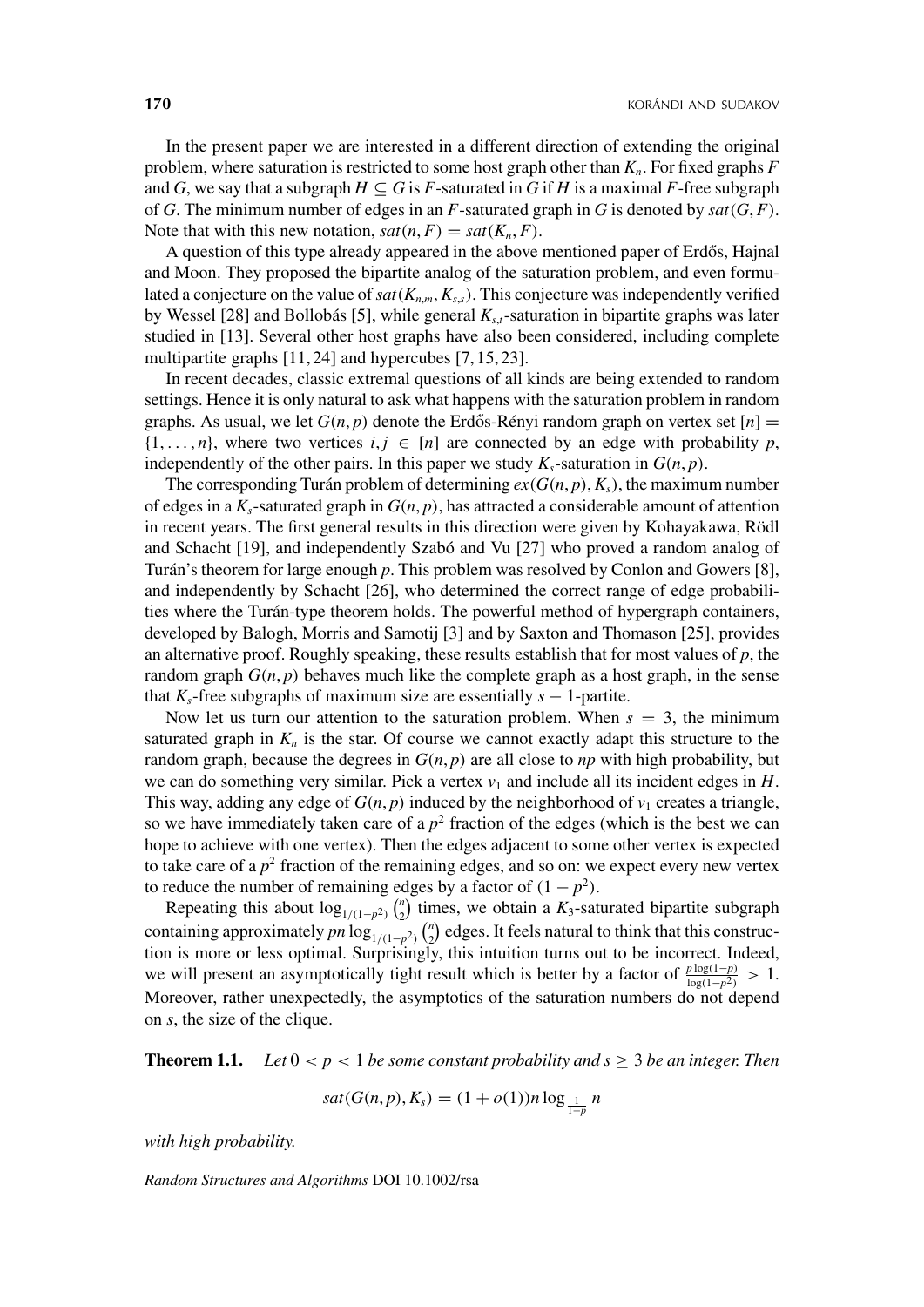In the present paper we are interested in a different direction of extending the original problem, where saturation is restricted to some host graph other than $K_n$. For fixed graphs $F$ and $G$, we say that a subgraph $H \subseteq G$ is $F$-saturated in $G$ if $H$ is a maximal $F$-free subgraph of $G$. The minimum number of edges in an $F$-saturated graph in $G$ is denoted by $sat(G, F)$. Note that with this new notation, $sat(n, F) = sat(K_n, F)$.

A question of this type already appeared in the above mentioned paper of Erdős, Hajnal and Moon. They proposed the bipartite analog of the saturation problem, and even formulated a conjecture on the value of $sat(K_{n,m}, K_{s,s})$. This conjecture was independently verified by Wessel [28] and Bollobás [5], while general $K_{s,t}$-saturation in bipartite graphs was later studied in [13]. Several other host graphs have also been considered, including complete multipartite graphs [11, 24] and hypercubes [7, 15, 23].

In recent decades, classic extremal questions of all kinds are being extended to random settings. Hence it is only natural to ask what happens with the saturation problem in random graphs. As usual, we let $G(n,p)$ denote the Erdős-Rényi random graph on vertex set $[n] = \{1, \ldots, n\}$, where two vertices $i, j \in [n]$ are connected by an edge with probability $p$, independently of the other pairs. In this paper we study $K_s$-saturation in $G(n,p)$.

The corresponding Turán problem of determining $ex(G(n,p), K_s)$, the maximum number of edges in a $K_s$-saturated graph in $G(n,p)$, has attracted a considerable amount of attention in recent years. The first general results in this direction were given by Kohayakawa, Rödl and Schacht [19], and independently Szabó and Vu [27] who proved a random analog of Turán's theorem for large enough $p$. This problem was resolved by Conlon and Gowers [8], and independently by Schacht [26], who determined the correct range of edge probabilities where the Turán-type theorem holds. The powerful method of hypergraph containers, developed by Balogh, Morris and Samotij [3] and by Saxton and Thomason [25], provides an alternative proof. Roughly speaking, these results establish that for most values of $p$, the random graph $G(n,p)$ behaves much like the complete graph as a host graph, in the sense that $K_s$-free subgraphs of maximum size are essentially $s-1$-partite.

Now let us turn our attention to the saturation problem. When $s = 3$, the minimum saturated graph in $K_n$ is the star. Of course we cannot exactly adapt this structure to the random graph, because the degrees in $G(n,p)$ are all close to $np$ with high probability, but we can do something very similar. Pick a vertex $v_1$ and include all its incident edges in $H$. This way, adding any edge of $G(n,p)$ induced by the neighborhood of $v_1$ creates a triangle, so we have immediately taken care of a $p^2$ fraction of the edges (which is the best we can hope to achieve with one vertex). Then the edges adjacent to some other vertex is expected to take care of a $p^2$ fraction of the remaining edges, and so on: we expect every new vertex to reduce the number of remaining edges by a factor of $(1 - p^2)$.

Repeating this about $\log_{1/(1-p^2)} \binom{n}{2}$ times, we obtain a $K_3$-saturated bipartite subgraph containing approximately $pn \log_{1/(1-p^2)} \binom{n}{2}$ edges. It feels natural to think that this construction is more or less optimal. Surprisingly, this intuition turns out to be incorrect. Indeed, we will present an asymptotically tight result which is better by a factor of $\frac{p \log(1-p)}{\log(1-p^2)} > 1$. Moreover, rather unexpectedly, the asymptotics of the saturation numbers do not depend on $s$, the size of the clique.

**Theorem 1.1.** *Let $0 < p < 1$ be some constant probability and $s \geq 3$ be an integer. Then*

$$sat(G(n,p), K_s) = (1 + o(1))n \log_{\frac{1}{1-p}} n$$

*with high probability.*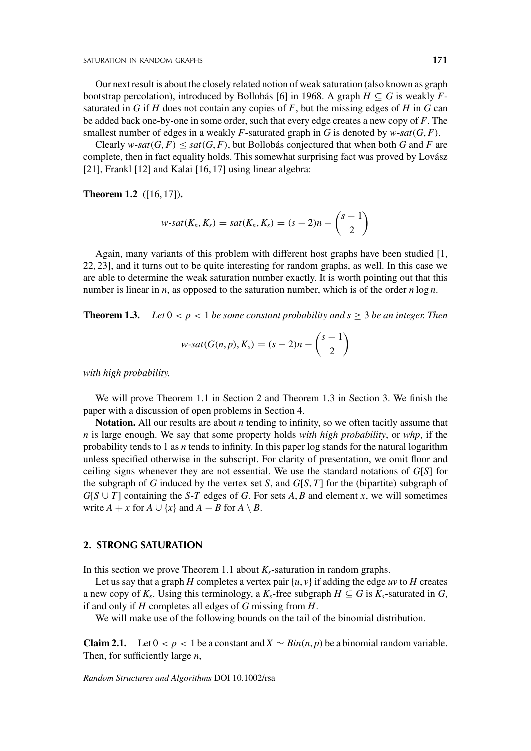Our next result is about the closely related notion of weak saturation (also known as graph bootstrap percolation), introduced by Bollobás [6] in 1968. A graph $H \subseteq G$ is weakly $F$-saturated in $G$ if $H$ does not contain any copies of $F$, but the missing edges of $H$ in $G$ can be added back one-by-one in some order, such that every edge creates a new copy of $F$. The smallest number of edges in a weakly $F$-saturated graph in $G$ is denoted by $w\text{-}sat(G, F)$.

Clearly $w\text{-}sat(G, F) \leq sat(G, F)$, but Bollobás conjectured that when both $G$ and $F$ are complete, then in fact equality holds. This somewhat surprising fact was proved by Lovász [21], Frankl [12] and Kalai [16, 17] using linear algebra:

**Theorem 1.2** ([16, 17])**.**

$$w\text{-}sat(K_n, K_s) = sat(K_n, K_s) = (s-2)n - \binom{s-1}{2}$$

Again, many variants of this problem with different host graphs have been studied [1, 22, 23], and it turns out to be quite interesting for random graphs, as well. In this case we are able to determine the weak saturation number exactly. It is worth pointing out that this number is linear in $n$, as opposed to the saturation number, which is of the order $n \log n$.

**Theorem 1.3.** *Let $0 < p < 1$ be some constant probability and $s \geq 3$ be an integer. Then*

$$w\text{-}sat(G(n, p), K_s) = (s-2)n - \binom{s-1}{2}$$

*with high probability.*

We will prove Theorem 1.1 in Section 2 and Theorem 1.3 in Section 3. We finish the paper with a discussion of open problems in Section 4.

**Notation.** All our results are about $n$ tending to infinity, so we often tacitly assume that $n$ is large enough. We say that some property holds *with high probability*, or *whp*, if the probability tends to 1 as $n$ tends to infinity. In this paper log stands for the natural logarithm unless specified otherwise in the subscript. For clarity of presentation, we omit floor and ceiling signs whenever they are not essential. We use the standard notations of $G[S]$ for the subgraph of $G$ induced by the vertex set $S$, and $G[S, T]$ for the (bipartite) subgraph of $G[S \cup T]$ containing the $S$-$T$ edges of $G$. For sets $A, B$ and element $x$, we will sometimes write $A + x$ for $A \cup \{x\}$ and $A - B$ for $A \setminus B$.

## 2. STRONG SATURATION

In this section we prove Theorem 1.1 about $K_s$-saturation in random graphs.

Let us say that a graph $H$ completes a vertex pair $\{u, v\}$ if adding the edge $uv$ to $H$ creates a new copy of $K_s$. Using this terminology, a $K_s$-free subgraph $H \subseteq G$ is $K_s$-saturated in $G$, if and only if $H$ completes all edges of $G$ missing from $H$.

We will make use of the following bounds on the tail of the binomial distribution.

**Claim 2.1.** Let $0 < p < 1$ be a constant and $X \sim Bin(n, p)$ be a binomial random variable. Then, for sufficiently large $n$,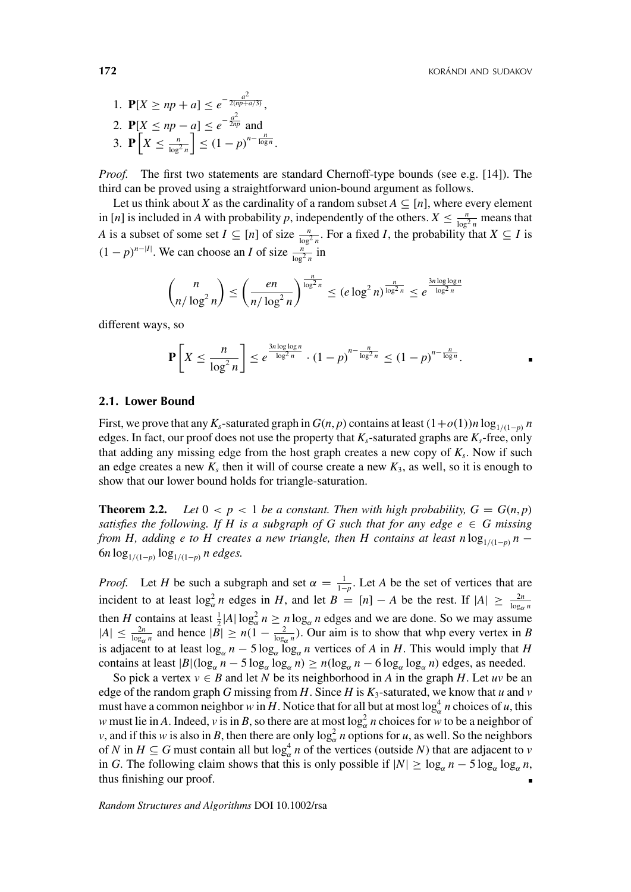1. $\mathbf{P}[X \geq np + a] \leq e^{-\frac{a^2}{2(np+a/3)}}$,
2. $\mathbf{P}[X \leq np - a] \leq e^{-\frac{a^2}{2np}}$ and
3. $\mathbf{P}\left[X \leq \frac{n}{\log^2 n}\right] \leq (1-p)^{n-\frac{n}{\log n}}$.

*Proof.* The first two statements are standard Chernoff-type bounds (see e.g. [14]). The third can be proved using a straightforward union-bound argument as follows.

Let us think about $X$ as the cardinality of a random subset $A \subseteq [n]$, where every element in $[n]$ is included in $A$ with probability $p$, independently of the others. $X \leq \frac{n}{\log^2 n}$ means that $A$ is a subset of some set $I \subseteq [n]$ of size $\frac{n}{\log^2 n}$. For a fixed $I$, the probability that $X \subseteq I$ is $(1-p)^{n-|I|}$. We can choose an $I$ of size $\frac{n}{\log^2 n}$ in

$$\binom{n}{n/\log^2 n} \leq \left(\frac{en}{n/\log^2 n}\right)^{\frac{n}{\log^2 n}} \leq (e \log^2 n)^{\frac{n}{\log^2 n}} \leq e^{\frac{3n \log\log n}{\log^2 n}}$$

different ways, so

$$\mathbf{P}\left[X \leq \frac{n}{\log^2 n}\right] \leq e^{\frac{3n \log\log n}{\log^2 n}} \cdot (1-p)^{n-\frac{n}{\log^2 n}} \leq (1-p)^{n-\frac{n}{\log n}}.$$

■

## 2.1. Lower Bound

First, we prove that any $K_s$-saturated graph in $G(n,p)$ contains at least $(1+o(1))n \log_{1/(1-p)} n$ edges. In fact, our proof does not use the property that $K_s$-saturated graphs are $K_s$-free, only that adding any missing edge from the host graph creates a new copy of $K_s$. Now if such an edge creates a new $K_s$ then it will of course create a new $K_3$, as well, so it is enough to show that our lower bound holds for triangle-saturation.

**Theorem 2.2.** *Let $0 < p < 1$ be a constant. Then with high probability, $G = G(n,p)$ satisfies the following. If $H$ is a subgraph of $G$ such that for any edge $e \in G$ missing from $H$, adding $e$ to $H$ creates a new triangle, then $H$ contains at least $n \log_{1/(1-p)} n - 6n \log_{1/(1-p)} \log_{1/(1-p)} n$ edges.*

*Proof.* Let $H$ be such a subgraph and set $\alpha = \frac{1}{1-p}$. Let $A$ be the set of vertices that are incident to at least $\log_\alpha^2 n$ edges in $H$, and let $B = [n] - A$ be the rest. If $|A| \geq \frac{2n}{\log_\alpha n}$ then $H$ contains at least $\frac{1}{2}|A| \log_\alpha^2 n \geq n \log_\alpha n$ edges and we are done. So we may assume $|A| \leq \frac{2n}{\log_\alpha n}$ and hence $|B| \geq n(1 - \frac{2}{\log_\alpha n})$. Our aim is to show that whp every vertex in $B$ is adjacent to at least $\log_\alpha n - 5 \log_\alpha \log_\alpha n$ vertices of $A$ in $H$. This would imply that $H$ contains at least $|B|(\log_\alpha n - 5 \log_\alpha \log_\alpha n) \geq n(\log_\alpha n - 6 \log_\alpha \log_\alpha n)$ edges, as needed.

So pick a vertex $v \in B$ and let $N$ be its neighborhood in $A$ in the graph $H$. Let $uv$ be an edge of the random graph $G$ missing from $H$. Since $H$ is $K_3$-saturated, we know that $u$ and $v$ must have a common neighbor $w$ in $H$. Notice that for all but at most $\log_\alpha^4 n$ choices of $u$, this $w$ must lie in $A$. Indeed, $v$ is in $B$, so there are at most $\log_\alpha^2 n$ choices for $w$ to be a neighbor of $v$, and if this $w$ is also in $B$, then there are only $\log_\alpha^2 n$ options for $u$, as well. So the neighbors of $N$ in $H \subseteq G$ must contain all but $\log_\alpha^4 n$ of the vertices (outside $N$) that are adjacent to $v$ in $G$. The following claim shows that this is only possible if $|N| \geq \log_\alpha n - 5 \log_\alpha \log_\alpha n$, thus finishing our proof. ■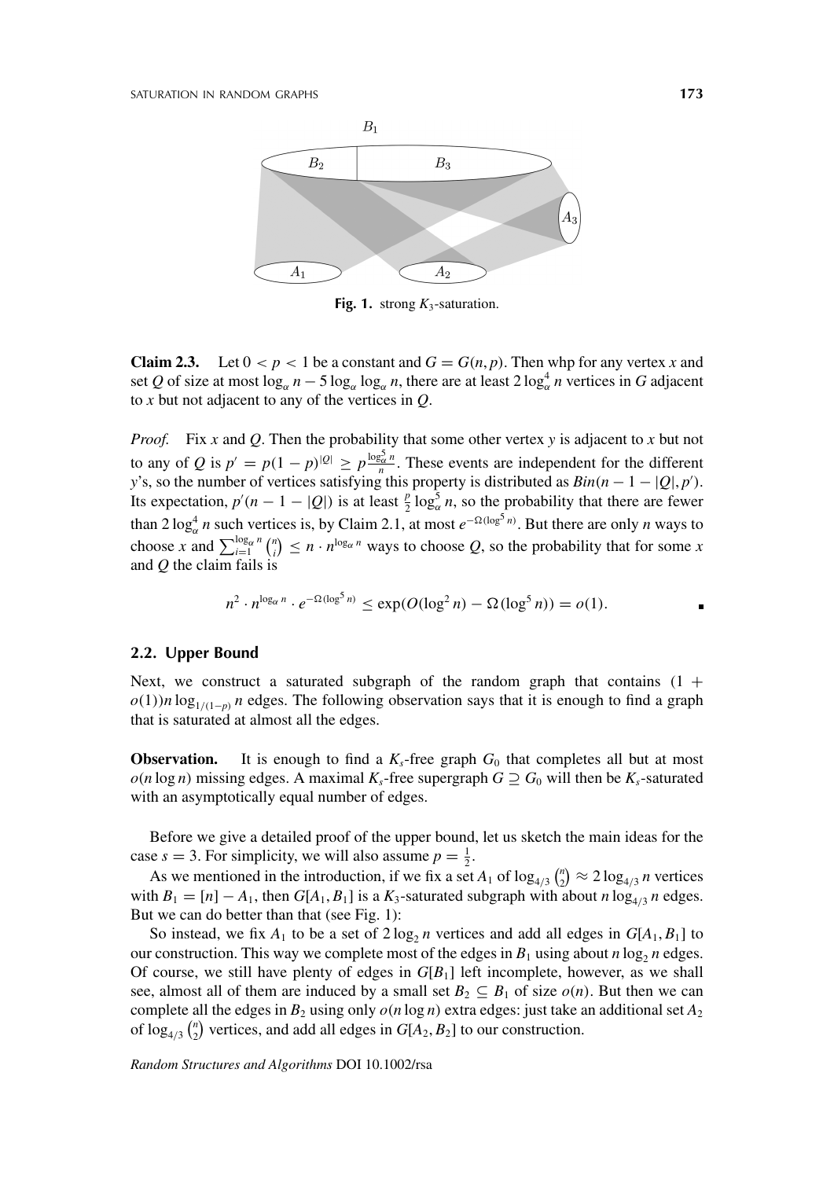Fig. 1. strong $K_3$-saturation.

**Claim 2.3.** Let $0 < p < 1$ be a constant and $G = G(n,p)$. Then whp for any vertex $x$ and set $Q$ of size at most $\log_\alpha n - 5\log_\alpha \log_\alpha n$, there are at least $2\log_\alpha^4 n$ vertices in $G$ adjacent to $x$ but not adjacent to any of the vertices in $Q$.

*Proof.* Fix $x$ and $Q$. Then the probability that some other vertex $y$ is adjacent to $x$ but not to any of $Q$ is $p' = p(1-p)^{|Q|} \geq p\frac{\log_\alpha^5 n}{n}$. These events are independent for the different $y$'s, so the number of vertices satisfying this property is distributed as $Bin(n-1-|Q|, p')$. Its expectation, $p'(n-1-|Q|)$ is at least $\frac{p}{2}\log_\alpha^5 n$, so the probability that there are fewer than $2\log_\alpha^4 n$ such vertices is, by Claim 2.1, at most $e^{-\Omega(\log^5 n)}$. But there are only $n$ ways to choose $x$ and $\sum_{i=1}^{\log_\alpha n}\binom{n}{i} \leq n \cdot n^{\log_\alpha n}$ ways to choose $Q$, so the probability that for some $x$ and $Q$ the claim fails is

$$n^2 \cdot n^{\log_\alpha n} \cdot e^{-\Omega(\log^5 n)} \leq \exp(O(\log^2 n) - \Omega(\log^5 n)) = o(1).$$

■

## 2.2. Upper Bound

Next, we construct a saturated subgraph of the random graph that contains $(1 + o(1))n\log_{1/(1-p)} n$ edges. The following observation says that it is enough to find a graph that is saturated at almost all the edges.

**Observation.** It is enough to find a $K_s$-free graph $G_0$ that completes all but at most $o(n\log n)$ missing edges. A maximal $K_s$-free supergraph $G \supseteq G_0$ will then be $K_s$-saturated with an asymptotically equal number of edges.

Before we give a detailed proof of the upper bound, let us sketch the main ideas for the case $s = 3$. For simplicity, we will also assume $p = \frac{1}{2}$.

As we mentioned in the introduction, if we fix a set $A_1$ of $\log_{4/3}\binom{n}{2} \approx 2\log_{4/3} n$ vertices with $B_1 = [n] - A_1$, then $G[A_1, B_1]$ is a $K_3$-saturated subgraph with about $n\log_{4/3} n$ edges. But we can do better than that (see Fig. 1):

So instead, we fix $A_1$ to be a set of $2\log_2 n$ vertices and add all edges in $G[A_1, B_1]$ to our construction. This way we complete most of the edges in $B_1$ using about $n\log_2 n$ edges. Of course, we still have plenty of edges in $G[B_1]$ left incomplete, however, as we shall see, almost all of them are induced by a small set $B_2 \subseteq B_1$ of size $o(n)$. But then we can complete all the edges in $B_2$ using only $o(n\log n)$ extra edges: just take an additional set $A_2$ of $\log_{4/3}\binom{n}{2}$ vertices, and add all edges in $G[A_2, B_2]$ to our construction.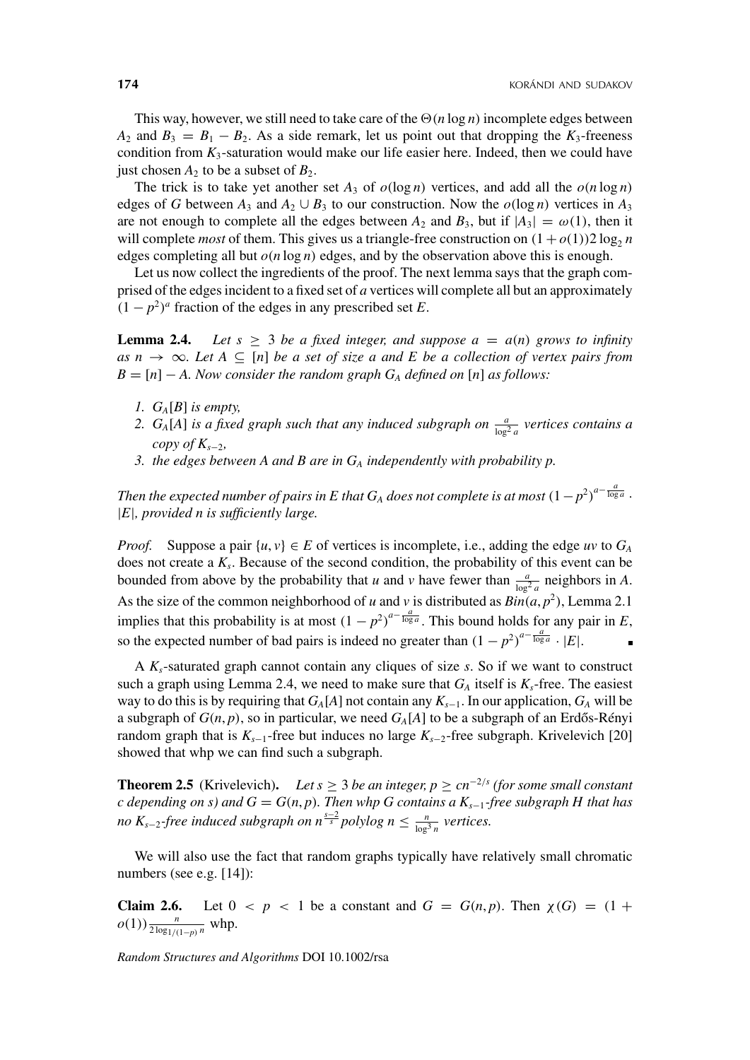This way, however, we still need to take care of the $\Theta(n \log n)$ incomplete edges between $A_2$ and $B_3 = B_1 - B_2$. As a side remark, let us point out that dropping the $K_3$-freeness condition from $K_3$-saturation would make our life easier here. Indeed, then we could have just chosen $A_2$ to be a subset of $B_2$.

The trick is to take yet another set $A_3$ of $o(\log n)$ vertices, and add all the $o(n \log n)$ edges of $G$ between $A_3$ and $A_2 \cup B_3$ to our construction. Now the $o(\log n)$ vertices in $A_3$ are not enough to complete all the edges between $A_2$ and $B_3$, but if $|A_3| = \omega(1)$, then it will complete *most* of them. This gives us a triangle-free construction on $(1 + o(1))2 \log_2 n$ edges completing all but $o(n \log n)$ edges, and by the observation above this is enough.

Let us now collect the ingredients of the proof. The next lemma says that the graph comprised of the edges incident to a fixed set of $a$ vertices will complete all but an approximately $(1 - p^2)^a$ fraction of the edges in any prescribed set $E$.

**Lemma 2.4.** *Let $s \geq 3$ be a fixed integer, and suppose $a = a(n)$ grows to infinity as $n \to \infty$. Let $A \subseteq [n]$ be a set of size $a$ and $E$ be a collection of vertex pairs from $B = [n] - A$. Now consider the random graph $G_A$ defined on $[n]$ as follows:*

1. *$G_A[B]$ is empty,*
2. *$G_A[A]$ is a fixed graph such that any induced subgraph on $\frac{a}{\log^2 a}$ vertices contains a copy of $K_{s-2}$,*
3. *the edges between $A$ and $B$ are in $G_A$ independently with probability $p$.*

*Then the expected number of pairs in $E$ that $G_A$ does not complete is at most $(1-p^2)^{a - \frac{a}{\log a}} \cdot |E|$, provided $n$ is sufficiently large.*

*Proof.* Suppose a pair $\{u, v\} \in E$ of vertices is incomplete, i.e., adding the edge $uv$ to $G_A$ does not create a $K_s$. Because of the second condition, the probability of this event can be bounded from above by the probability that $u$ and $v$ have fewer than $\frac{a}{\log^2 a}$ neighbors in $A$. As the size of the common neighborhood of $u$ and $v$ is distributed as $Bin(a, p^2)$, Lemma 2.1 implies that this probability is at most $(1 - p^2)^{a - \frac{a}{\log a}}$. This bound holds for any pair in $E$, so the expected number of bad pairs is indeed no greater than $(1 - p^2)^{a - \frac{a}{\log a}} \cdot |E|$. ∎

A $K_s$-saturated graph cannot contain any cliques of size $s$. So if we want to construct such a graph using Lemma 2.4, we need to make sure that $G_A$ itself is $K_s$-free. The easiest way to do this is by requiring that $G_A[A]$ not contain any $K_{s-1}$. In our application, $G_A$ will be a subgraph of $G(n,p)$, so in particular, we need $G_A[A]$ to be a subgraph of an Erdős-Rényi random graph that is $K_{s-1}$-free but induces no large $K_{s-2}$-free subgraph. Krivelevich [20] showed that whp we can find such a subgraph.

**Theorem 2.5** (Krivelevich). *Let $s \geq 3$ be an integer, $p \geq cn^{-2/s}$ (for some small constant $c$ depending on $s$) and $G = G(n,p)$. Then whp $G$ contains a $K_{s-1}$-free subgraph $H$ that has no $K_{s-2}$-free induced subgraph on $n^{\frac{s-2}{s}}$ polylog $n \leq \frac{n}{\log^3 n}$ vertices.*

We will also use the fact that random graphs typically have relatively small chromatic numbers (see e.g. [14]):

**Claim 2.6.** Let $0 < p < 1$ be a constant and $G = G(n,p)$. Then $\chi(G) = (1 + o(1)) \frac{n}{2 \log_{1/(1-p)} n}$ whp.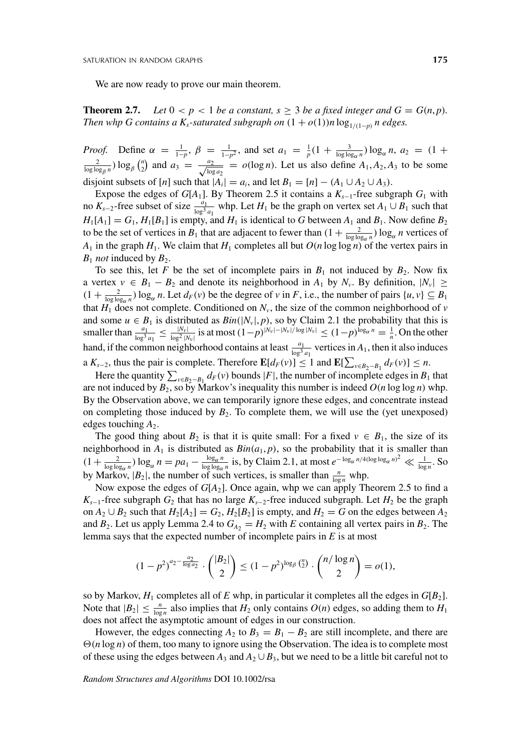We are now ready to prove our main theorem.

**Theorem 2.7.** *Let $0 < p < 1$ be a constant, $s \geq 3$ be a fixed integer and $G = G(n,p)$. Then whp $G$ contains a $K_s$-saturated subgraph on $(1+o(1))n\log_{1/(1-p)} n$ edges.*

*Proof.* Define $\alpha = \frac{1}{1-p}$, $\beta = \frac{1}{1-p^2}$, and set $a_1 = \frac{1}{p}(1 + \frac{3}{\log\log_\alpha n})\log_\alpha n$, $a_2 = (1 + \frac{2}{\log\log_\beta n})\log_\beta \binom{n}{2}$ and $a_3 = \frac{a_2}{\sqrt{\log a_2}} = o(\log n)$. Let us also define $A_1, A_2, A_3$ to be some disjoint subsets of $[n]$ such that $|A_i| = a_i$, and let $B_1 = [n] - (A_1 \cup A_2 \cup A_3)$.

Expose the edges of $G[A_1]$. By Theorem 2.5 it contains a $K_{s-1}$-free subgraph $G_1$ with no $K_{s-2}$-free subset of size $\frac{a_1}{\log^3 a_1}$ whp. Let $H_1$ be the graph on vertex set $A_1 \cup B_1$ such that $H_1[A_1] = G_1$, $H_1[B_1]$ is empty, and $H_1$ is identical to $G$ between $A_1$ and $B_1$. Now define $B_2$ to be the set of vertices in $B_1$ that are adjacent to fewer than $(1 + \frac{2}{\log\log_\alpha n})\log_\alpha n$ vertices of $A_1$ in the graph $H_1$. We claim that $H_1$ completes all but $O(n\log\log n)$ of the vertex pairs in $B_1$ *not* induced by $B_2$.

To see this, let $F$ be the set of incomplete pairs in $B_1$ not induced by $B_2$. Now fix a vertex $v \in B_1 - B_2$ and denote its neighborhood in $A_1$ by $N_v$. By definition, $|N_v| \geq (1 + \frac{2}{\log\log_\alpha n})\log_\alpha n$. Let $d_F(v)$ be the degree of $v$ in $F$, i.e., the number of pairs $\{u,v\} \subseteq B_1$ that $H_1$ does not complete. Conditioned on $N_v$, the size of the common neighborhood of $v$ and some $u \in B_1$ is distributed as $Bin(|N_v|, p)$, so by Claim 2.1 the probability that this is smaller than $\frac{a_1}{\log^3 a_1} \leq \frac{|N_v|}{\log^2 |N_v|}$ is at most $(1-p)^{|N_v| - |N_v|/\log|N_v|} \leq (1-p)^{\log_\alpha n} = \frac{1}{n}$. On the other hand, if the common neighborhood contains at least $\frac{a_1}{\log^3 a_1}$ vertices in $A_1$, then it also induces a $K_{s-2}$, thus the pair is complete. Therefore $\mathbf{E}[d_F(v)] \leq 1$ and $\mathbf{E}[\sum_{v \in B_2 - B_1} d_F(v)] \leq n$.

Here the quantity $\sum_{v \in B_2 - B_1} d_F(v)$ bounds $|F|$, the number of incomplete edges in $B_1$ that are not induced by $B_2$, so by Markov's inequality this number is indeed $O(n\log\log n)$ whp. By the Observation above, we can temporarily ignore these edges, and concentrate instead on completing those induced by $B_2$. To complete them, we will use the (yet unexposed) edges touching $A_2$.

The good thing about $B_2$ is that it is quite small: For a fixed $v \in B_1$, the size of its neighborhood in $A_1$ is distributed as $Bin(a_1, p)$, so the probability that it is smaller than $(1 + \frac{2}{\log\log_\alpha n})\log_\alpha n = pa_1 - \frac{\log_\alpha n}{\log\log_\alpha n}$ is, by Claim 2.1, at most $e^{-\log_\alpha n/4(\log\log_\alpha n)^2} \ll \frac{1}{\log n}$. So by Markov, $|B_2|$, the number of such vertices, is smaller than $\frac{n}{\log n}$ whp.

Now expose the edges of $G[A_2]$. Once again, whp we can apply Theorem 2.5 to find a $K_{s-1}$-free subgraph $G_2$ that has no large $K_{s-2}$-free induced subgraph. Let $H_2$ be the graph on $A_2 \cup B_2$ such that $H_2[A_2] = G_2$, $H_2[B_2]$ is empty, and $H_2 = G$ on the edges between $A_2$ and $B_2$. Let us apply Lemma 2.4 to $G_{A_2} = H_2$ with $E$ containing all vertex pairs in $B_2$. The lemma says that the expected number of incomplete pairs in $E$ is at most

$$(1-p^2)^{a_2 - \frac{a_2}{\log a_2}} \cdot \binom{|B_2|}{2} \leq (1-p^2)^{\log_\beta \binom{n}{2}} \cdot \binom{n/\log n}{2} = o(1),$$

so by Markov, $H_1$ completes all of $E$ whp, in particular it completes all the edges in $G[B_2]$. Note that $|B_2| \leq \frac{n}{\log n}$ also implies that $H_2$ only contains $O(n)$ edges, so adding them to $H_1$ does not affect the asymptotic amount of edges in our construction.

However, the edges connecting $A_2$ to $B_3 = B_1 - B_2$ are still incomplete, and there are $\Theta(n\log n)$ of them, too many to ignore using the Observation. The idea is to complete most of these using the edges between $A_3$ and $A_2 \cup B_3$, but we need to be a little bit careful not to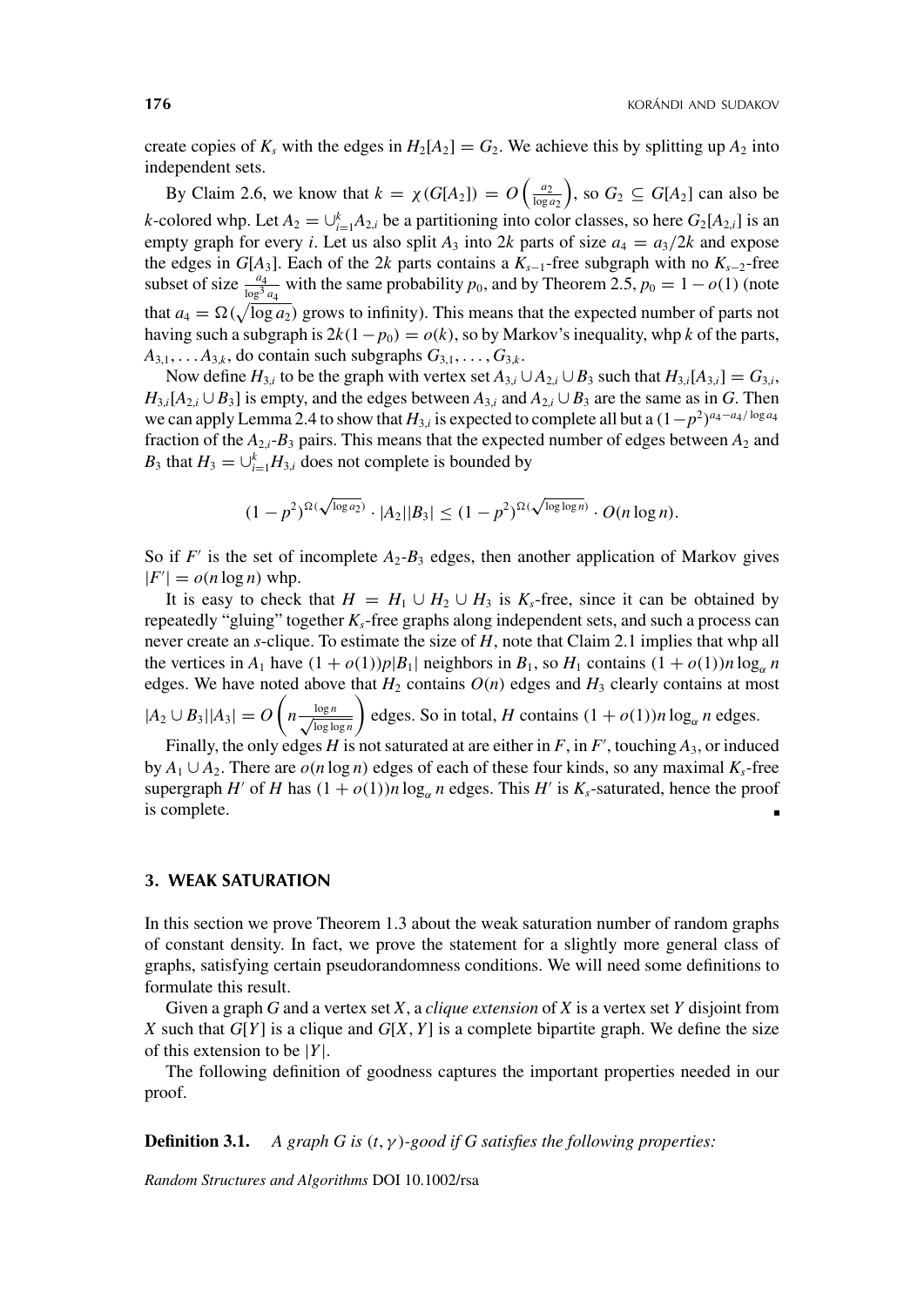create copies of $K_s$ with the edges in $H_2[A_2] = G_2$. We achieve this by splitting up $A_2$ into independent sets.

By Claim 2.6, we know that $k = \chi(G[A_2]) = O\left(\frac{a_2}{\log a_2}\right)$, so $G_2 \subseteq G[A_2]$ can also be $k$-colored whp. Let $A_2 = \cup_{i=1}^k A_{2,i}$ be a partitioning into color classes, so here $G_2[A_{2,i}]$ is an empty graph for every $i$. Let us also split $A_3$ into $2k$ parts of size $a_4 = a_3/2k$ and expose the edges in $G[A_3]$. Each of the $2k$ parts contains a $K_{s-1}$-free subgraph with no $K_{s-2}$-free subset of size $\frac{a_4}{\log^3 a_4}$ with the same probability $p_0$, and by Theorem 2.5, $p_0 = 1 - o(1)$ (note that $a_4 = \Omega(\sqrt{\log a_2})$ grows to infinity). This means that the expected number of parts not having such a subgraph is $2k(1-p_0) = o(k)$, so by Markov's inequality, whp $k$ of the parts, $A_{3,1}, \ldots A_{3,k}$, do contain such subgraphs $G_{3,1}, \ldots, G_{3,k}$.

Now define $H_{3,i}$ to be the graph with vertex set $A_{3,i} \cup A_{2,i} \cup B_3$ such that $H_{3,i}[A_{3,i}] = G_{3,i}$, $H_{3,i}[A_{2,i} \cup B_3]$ is empty, and the edges between $A_{3,i}$ and $A_{2,i} \cup B_3$ are the same as in $G$. Then we can apply Lemma 2.4 to show that $H_{3,i}$ is expected to complete all but a $(1-p^2)^{a_4 - a_4/\log a_4}$ fraction of the $A_{2,i}$-$B_3$ pairs. This means that the expected number of edges between $A_2$ and $B_3$ that $H_3 = \cup_{i=1}^k H_{3,i}$ does not complete is bounded by

$$(1-p^2)^{\Omega(\sqrt{\log a_2})} \cdot |A_2||B_3| \leq (1-p^2)^{\Omega(\sqrt{\log \log n})} \cdot O(n \log n).$$

So if $F'$ is the set of incomplete $A_2$-$B_3$ edges, then another application of Markov gives $|F'| = o(n \log n)$ whp.

It is easy to check that $H = H_1 \cup H_2 \cup H_3$ is $K_s$-free, since it can be obtained by repeatedly "gluing" together $K_s$-free graphs along independent sets, and such a process can never create an $s$-clique. To estimate the size of $H$, note that Claim 2.1 implies that whp all the vertices in $A_1$ have $(1+o(1))p|B_1|$ neighbors in $B_1$, so $H_1$ contains $(1+o(1))n \log_\alpha n$ edges. We have noted above that $H_2$ contains $O(n)$ edges and $H_3$ clearly contains at most $|A_2 \cup B_3||A_3| = O\left(n \frac{\log n}{\sqrt{\log \log n}}\right)$ edges. So in total, $H$ contains $(1+o(1))n \log_\alpha n$ edges.

Finally, the only edges $H$ is not saturated at are either in $F$, in $F'$, touching $A_3$, or induced by $A_1 \cup A_2$. There are $o(n \log n)$ edges of each of these four kinds, so any maximal $K_s$-free supergraph $H'$ of $H$ has $(1+o(1))n \log_\alpha n$ edges. This $H'$ is $K_s$-saturated, hence the proof is complete. ∎

## 3. WEAK SATURATION

In this section we prove Theorem 1.3 about the weak saturation number of random graphs of constant density. In fact, we prove the statement for a slightly more general class of graphs, satisfying certain pseudorandomness conditions. We will need some definitions to formulate this result.

Given a graph $G$ and a vertex set $X$, a *clique extension* of $X$ is a vertex set $Y$ disjoint from $X$ such that $G[Y]$ is a clique and $G[X, Y]$ is a complete bipartite graph. We define the size of this extension to be $|Y|$.

The following definition of goodness captures the important properties needed in our proof.

**Definition 3.1.** *A graph $G$ is $(t, \gamma)$-good if $G$ satisfies the following properties:*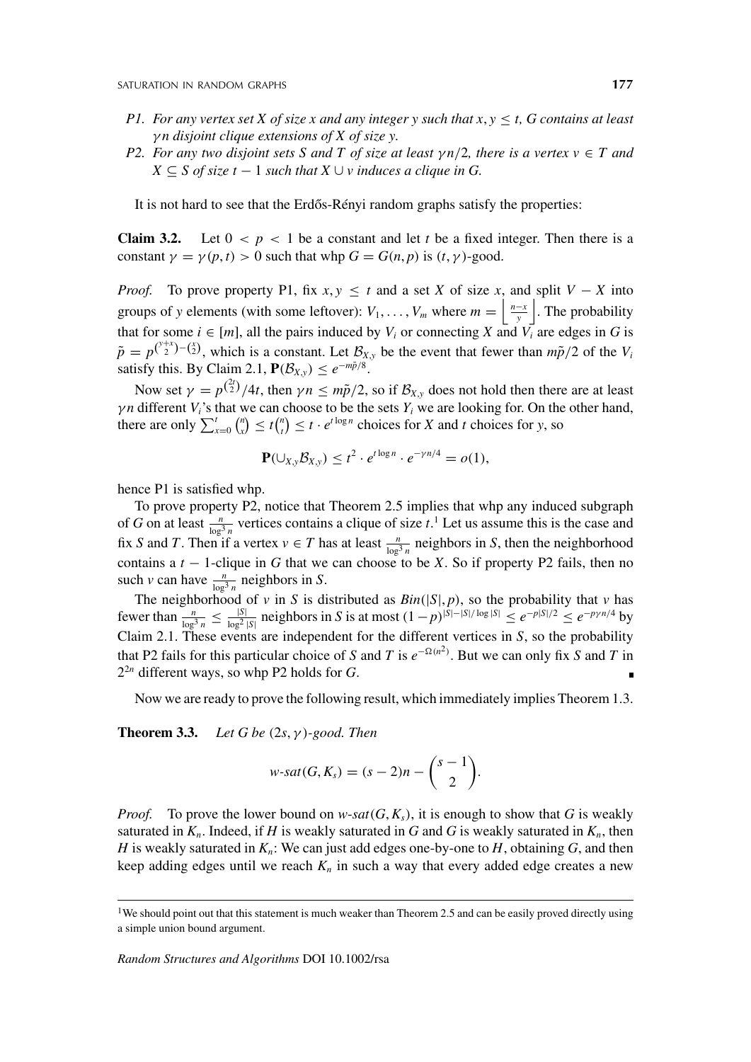*P1. For any vertex set $X$ of size $x$ and any integer $y$ such that $x, y \leq t$, $G$ contains at least $\gamma n$ disjoint clique extensions of $X$ of size $y$.*

*P2. For any two disjoint sets $S$ and $T$ of size at least $\gamma n/2$, there is a vertex $v \in T$ and $X \subseteq S$ of size $t-1$ such that $X \cup v$ induces a clique in $G$.*

It is not hard to see that the Erdős-Rényi random graphs satisfy the properties:

**Claim 3.2.** Let $0 < p < 1$ be a constant and let $t$ be a fixed integer. Then there is a constant $\gamma = \gamma(p,t) > 0$ such that whp $G = G(n,p)$ is $(t,\gamma)$-good.

*Proof.* To prove property P1, fix $x, y \leq t$ and a set $X$ of size $x$, and split $V - X$ into groups of $y$ elements (with some leftover): $V_1, \ldots, V_m$ where $m = \left\lfloor \frac{n-x}{y} \right\rfloor$. The probability that for some $i \in [m]$, all the pairs induced by $V_i$ or connecting $X$ and $V_i$ are edges in $G$ is $\tilde{p} = p^{\binom{y+x}{2} - \binom{x}{2}}$, which is a constant. Let $\mathcal{B}_{X,y}$ be the event that fewer than $m\tilde{p}/2$ of the $V_i$ satisfy this. By Claim 2.1, $\mathbf{P}(\mathcal{B}_{X,y}) \leq e^{-m\tilde{p}/8}$.

Now set $\gamma = p^{\binom{2t}{2}}/4t$, then $\gamma n \leq m\tilde{p}/2$, so if $\mathcal{B}_{X,y}$ does not hold then there are at least $\gamma n$ different $V_i$'s that we can choose to be the sets $Y_i$ we are looking for. On the other hand, there are only $\sum_{x=0}^{t} \binom{n}{x} \leq t\binom{n}{t} \leq t \cdot e^{t \log n}$ choices for $X$ and $t$ choices for $y$, so

$$\mathbf{P}(\cup_{X,y}\mathcal{B}_{X,y}) \leq t^2 \cdot e^{t \log n} \cdot e^{-\gamma n/4} = o(1),$$

hence P1 is satisfied whp.

To prove property P2, notice that Theorem 2.5 implies that whp any induced subgraph of $G$ on at least $\frac{n}{\log^3 n}$ vertices contains a clique of size $t$.[1] Let us assume this is the case and fix $S$ and $T$. Then if a vertex $v \in T$ has at least $\frac{n}{\log^3 n}$ neighbors in $S$, then the neighborhood contains a $t-1$-clique in $G$ that we can choose to be $X$. So if property P2 fails, then no such $v$ can have $\frac{n}{\log^3 n}$ neighbors in $S$.

The neighborhood of $v$ in $S$ is distributed as $Bin(|S|, p)$, so the probability that $v$ has fewer than $\frac{n}{\log^3 n} \leq \frac{|S|}{\log^2 |S|}$ neighbors in $S$ is at most $(1-p)^{|S| - |S|/\log |S|} \leq e^{-p|S|/2} \leq e^{-p\gamma n/4}$ by Claim 2.1. These events are independent for the different vertices in $S$, so the probability that P2 fails for this particular choice of $S$ and $T$ is $e^{-\Omega(n^2)}$. But we can only fix $S$ and $T$ in $2^{2n}$ different ways, so whp P2 holds for $G$. ∎

Now we are ready to prove the following result, which immediately implies Theorem 1.3.

**Theorem 3.3.** *Let $G$ be $(2s,\gamma)$-good. Then*

$$w\text{-}sat(G, K_s) = (s-2)n - \binom{s-1}{2}.$$

*Proof.* To prove the lower bound on $w$-$sat(G, K_s)$, it is enough to show that $G$ is weakly saturated in $K_n$. Indeed, if $H$ is weakly saturated in $G$ and $G$ is weakly saturated in $K_n$, then $H$ is weakly saturated in $K_n$: We can just add edges one-by-one to $H$, obtaining $G$, and then keep adding edges until we reach $K_n$ in such a way that every added edge creates a new

[1] We should point out that this statement is much weaker than Theorem 2.5 and can be easily proved directly using a simple union bound argument.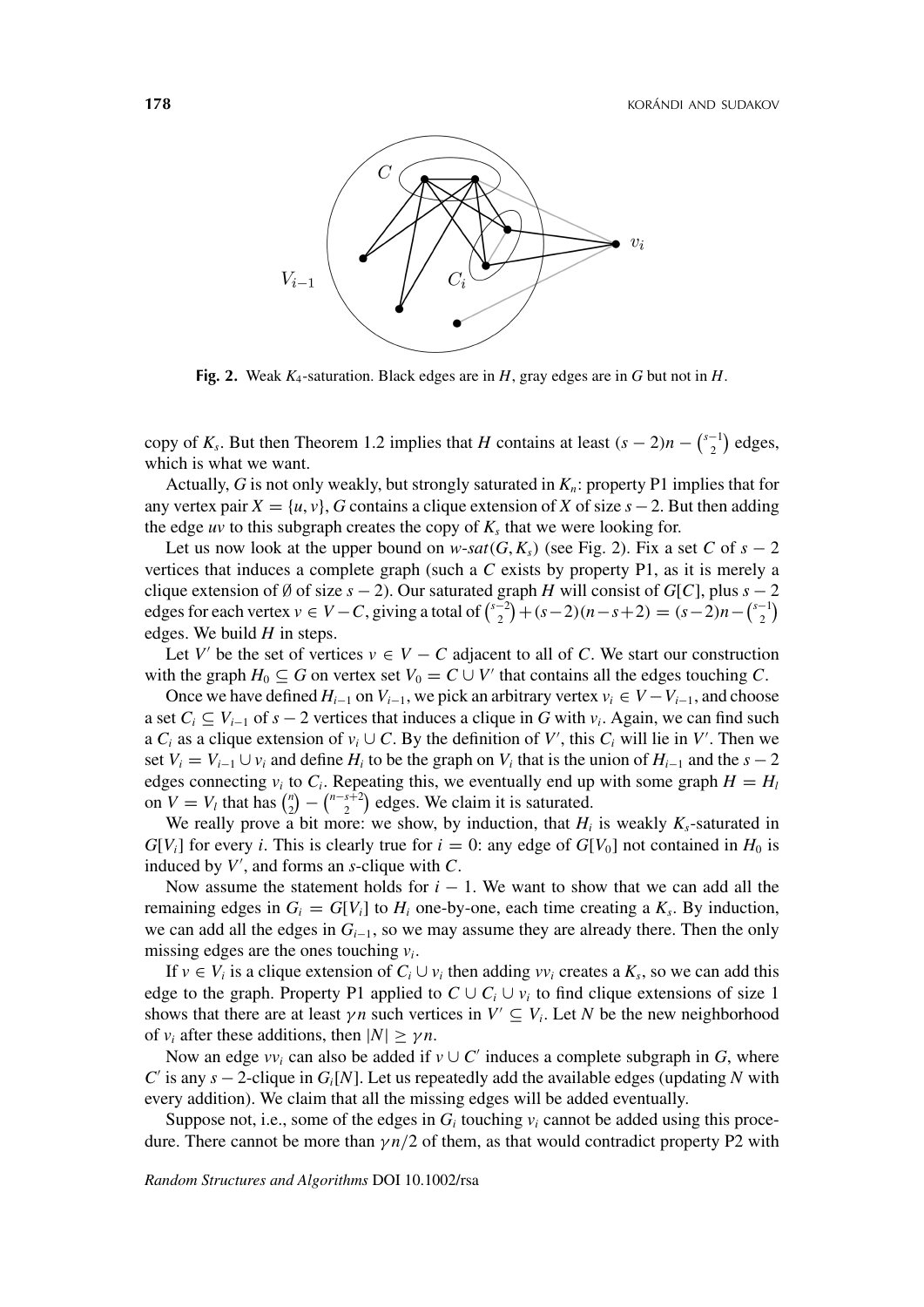**Fig. 2.** Weak $K_4$-saturation. Black edges are in $H$, gray edges are in $G$ but not in $H$.

copy of $K_s$. But then Theorem 1.2 implies that $H$ contains at least $(s-2)n - \binom{s-1}{2}$ edges, which is what we want.

Actually, $G$ is not only weakly, but strongly saturated in $K_n$: property P1 implies that for any vertex pair $X = \{u, v\}$, $G$ contains a clique extension of $X$ of size $s-2$. But then adding the edge $uv$ to this subgraph creates the copy of $K_s$ that we were looking for.

Let us now look at the upper bound on $w\text{-}sat(G, K_s)$ (see Fig. 2). Fix a set $C$ of $s-2$ vertices that induces a complete graph (such a $C$ exists by property P1, as it is merely a clique extension of $\emptyset$ of size $s-2$). Our saturated graph $H$ will consist of $G[C]$, plus $s-2$ edges for each vertex $v \in V - C$, giving a total of $\binom{s-2}{2} + (s-2)(n-s+2) = (s-2)n - \binom{s-1}{2}$ edges. We build $H$ in steps.

Let $V'$ be the set of vertices $v \in V - C$ adjacent to all of $C$. We start our construction with the graph $H_0 \subseteq G$ on vertex set $V_0 = C \cup V'$ that contains all the edges touching $C$.

Once we have defined $H_{i-1}$ on $V_{i-1}$, we pick an arbitrary vertex $v_i \in V - V_{i-1}$, and choose a set $C_i \subseteq V_{i-1}$ of $s-2$ vertices that induces a clique in $G$ with $v_i$. Again, we can find such a $C_i$ as a clique extension of $v_i \cup C$. By the definition of $V'$, this $C_i$ will lie in $V'$. Then we set $V_i = V_{i-1} \cup v_i$ and define $H_i$ to be the graph on $V_i$ that is the union of $H_{i-1}$ and the $s-2$ edges connecting $v_i$ to $C_i$. Repeating this, we eventually end up with some graph $H = H_l$ on $V = V_l$ that has $\binom{n}{2} - \binom{n-s+2}{2}$ edges. We claim it is saturated.

We really prove a bit more: we show, by induction, that $H_i$ is weakly $K_s$-saturated in $G[V_i]$ for every $i$. This is clearly true for $i = 0$: any edge of $G[V_0]$ not contained in $H_0$ is induced by $V'$, and forms an $s$-clique with $C$.

Now assume the statement holds for $i-1$. We want to show that we can add all the remaining edges in $G_i = G[V_i]$ to $H_i$ one-by-one, each time creating a $K_s$. By induction, we can add all the edges in $G_{i-1}$, so we may assume they are already there. Then the only missing edges are the ones touching $v_i$.

If $v \in V_i$ is a clique extension of $C_i \cup v_i$ then adding $vv_i$ creates a $K_s$, so we can add this edge to the graph. Property P1 applied to $C \cup C_i \cup v_i$ to find clique extensions of size 1 shows that there are at least $\gamma n$ such vertices in $V' \subseteq V_i$. Let $N$ be the new neighborhood of $v_i$ after these additions, then $|N| \geq \gamma n$.

Now an edge $vv_i$ can also be added if $v \cup C'$ induces a complete subgraph in $G$, where $C'$ is any $s-2$-clique in $G_i[N]$. Let us repeatedly add the available edges (updating $N$ with every addition). We claim that all the missing edges will be added eventually.

Suppose not, i.e., some of the edges in $G_i$ touching $v_i$ cannot be added using this procedure. There cannot be more than $\gamma n/2$ of them, as that would contradict property P2 with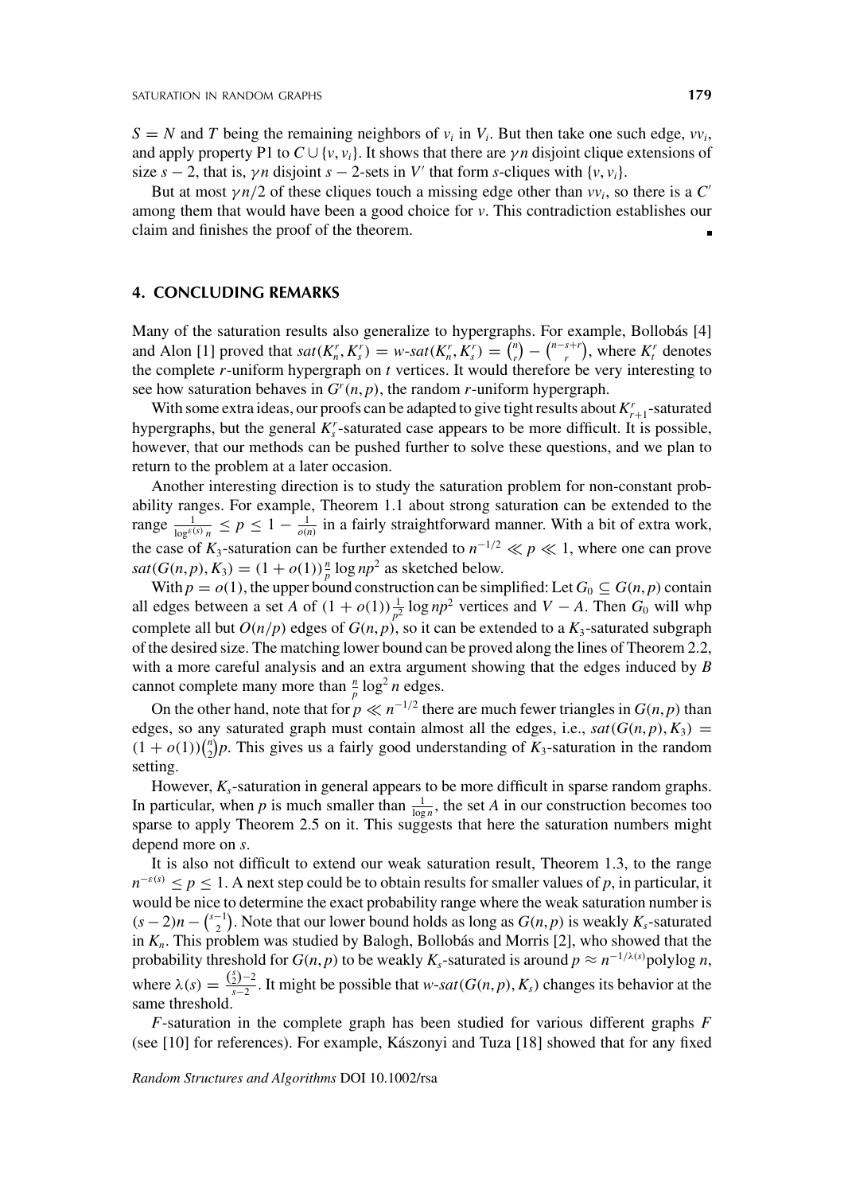$S = N$ and $T$ being the remaining neighbors of $v_i$ in $V_i$. But then take one such edge, $vv_i$, and apply property P1 to $C \cup \{v, v_i\}$. It shows that there are $\gamma n$ disjoint clique extensions of size $s-2$, that is, $\gamma n$ disjoint $s-2$-sets in $V'$ that form $s$-cliques with $\{v, v_i\}$.

But at most $\gamma n/2$ of these cliques touch a missing edge other than $vv_i$, so there is a $C'$ among them that would have been a good choice for $v$. This contradiction establishes our claim and finishes the proof of the theorem. ∎

## 4. CONCLUDING REMARKS

Many of the saturation results also generalize to hypergraphs. For example, Bollobás [4] and Alon [1] proved that $sat(K_n^r, K_s^r) = w\text{-}sat(K_n^r, K_s^r) = \binom{n}{r} - \binom{n-s+r}{r}$, where $K_t^r$ denotes the complete $r$-uniform hypergraph on $t$ vertices. It would therefore be very interesting to see how saturation behaves in $G^r(n,p)$, the random $r$-uniform hypergraph.

With some extra ideas, our proofs can be adapted to give tight results about $K_{r+1}^r$-saturated hypergraphs, but the general $K_s^r$-saturated case appears to be more difficult. It is possible, however, that our methods can be pushed further to solve these questions, and we plan to return to the problem at a later occasion.

Another interesting direction is to study the saturation problem for non-constant probability ranges. For example, Theorem 1.1 about strong saturation can be extended to the range $\frac{1}{\log^{\varepsilon(s)} n} \le p \le 1 - \frac{1}{o(n)}$ in a fairly straightforward manner. With a bit of extra work, the case of $K_3$-saturation can be further extended to $n^{-1/2} \ll p \ll 1$, where one can prove $sat(G(n,p), K_3) = (1+o(1))\frac{n}{p}\log np^2$ as sketched below.

With $p = o(1)$, the upper bound construction can be simplified: Let $G_0 \subseteq G(n,p)$ contain all edges between a set $A$ of $(1+o(1))\frac{1}{p^2}\log np^2$ vertices and $V - A$. Then $G_0$ will whp complete all but $O(n/p)$ edges of $G(n,p)$, so it can be extended to a $K_3$-saturated subgraph of the desired size. The matching lower bound can be proved along the lines of Theorem 2.2, with a more careful analysis and an extra argument showing that the edges induced by $B$ cannot complete many more than $\frac{n}{p}\log^2 n$ edges.

On the other hand, note that for $p \ll n^{-1/2}$ there are much fewer triangles in $G(n,p)$ than edges, so any saturated graph must contain almost all the edges, i.e., $sat(G(n,p), K_3) = (1+o(1))\binom{n}{2}p$. This gives us a fairly good understanding of $K_3$-saturation in the random setting.

However, $K_s$-saturation in general appears to be more difficult in sparse random graphs. In particular, when $p$ is much smaller than $\frac{1}{\log n}$, the set $A$ in our construction becomes too sparse to apply Theorem 2.5 on it. This suggests that here the saturation numbers might depend more on $s$.

It is also not difficult to extend our weak saturation result, Theorem 1.3, to the range $n^{-\varepsilon(s)} \le p \le 1$. A next step could be to obtain results for smaller values of $p$, in particular, it would be nice to determine the exact probability range where the weak saturation number is $(s-2)n - \binom{s-1}{2}$. Note that our lower bound holds as long as $G(n,p)$ is weakly $K_s$-saturated in $K_n$. This problem was studied by Balogh, Bollobás and Morris [2], who showed that the probability threshold for $G(n,p)$ to be weakly $K_s$-saturated is around $p \approx n^{-1/\lambda(s)}\text{polylog}\, n$, where $\lambda(s) = \frac{\binom{s}{2}-2}{s-2}$. It might be possible that $w\text{-}sat(G(n,p), K_s)$ changes its behavior at the same threshold.

$F$-saturation in the complete graph has been studied for various different graphs $F$ (see [10] for references). For example, Kászonyi and Tuza [18] showed that for any fixed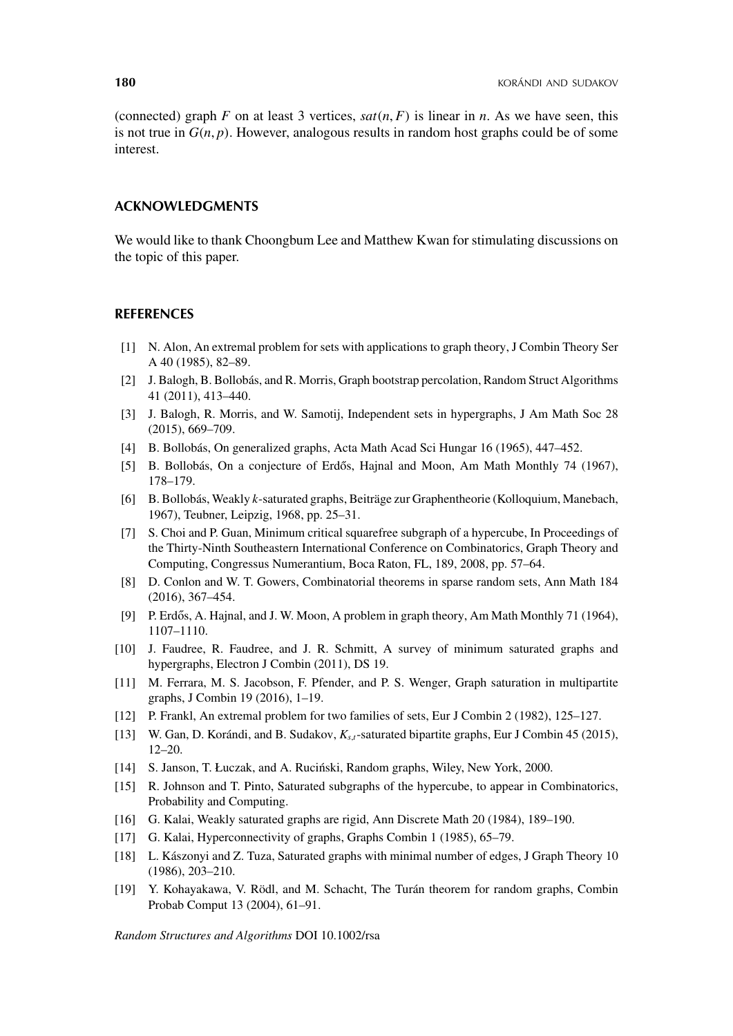(connected) graph $F$ on at least 3 vertices, $sat(n, F)$ is linear in $n$. As we have seen, this is not true in $G(n, p)$. However, analogous results in random host graphs could be of some interest.

## ACKNOWLEDGMENTS

We would like to thank Choongbum Lee and Matthew Kwan for stimulating discussions on the topic of this paper.

## REFERENCES

[1] N. Alon, An extremal problem for sets with applications to graph theory, J Combin Theory Ser A 40 (1985), 82–89.

[2] J. Balogh, B. Bollobás, and R. Morris, Graph bootstrap percolation, Random Struct Algorithms 41 (2011), 413–440.

[3] J. Balogh, R. Morris, and W. Samotij, Independent sets in hypergraphs, J Am Math Soc 28 (2015), 669–709.

[4] B. Bollobás, On generalized graphs, Acta Math Acad Sci Hungar 16 (1965), 447–452.

[5] B. Bollobás, On a conjecture of Erdős, Hajnal and Moon, Am Math Monthly 74 (1967), 178–179.

[6] B. Bollobás, Weakly $k$-saturated graphs, Beiträge zur Graphentheorie (Kolloquium, Manebach, 1967), Teubner, Leipzig, 1968, pp. 25–31.

[7] S. Choi and P. Guan, Minimum critical squarefree subgraph of a hypercube, In Proceedings of the Thirty-Ninth Southeastern International Conference on Combinatorics, Graph Theory and Computing, Congressus Numerantium, Boca Raton, FL, 189, 2008, pp. 57–64.

[8] D. Conlon and W. T. Gowers, Combinatorial theorems in sparse random sets, Ann Math 184 (2016), 367–454.

[9] P. Erdős, A. Hajnal, and J. W. Moon, A problem in graph theory, Am Math Monthly 71 (1964), 1107–1110.

[10] J. Faudree, R. Faudree, and J. R. Schmitt, A survey of minimum saturated graphs and hypergraphs, Electron J Combin (2011), DS 19.

[11] M. Ferrara, M. S. Jacobson, F. Pfender, and P. S. Wenger, Graph saturation in multipartite graphs, J Combin 19 (2016), 1–19.

[12] P. Frankl, An extremal problem for two families of sets, Eur J Combin 2 (1982), 125–127.

[13] W. Gan, D. Korándi, and B. Sudakov, $K_{s,t}$-saturated bipartite graphs, Eur J Combin 45 (2015), 12–20.

[14] S. Janson, T. Łuczak, and A. Ruciński, Random graphs, Wiley, New York, 2000.

[15] R. Johnson and T. Pinto, Saturated subgraphs of the hypercube, to appear in Combinatorics, Probability and Computing.

[16] G. Kalai, Weakly saturated graphs are rigid, Ann Discrete Math 20 (1984), 189–190.

[17] G. Kalai, Hyperconnectivity of graphs, Graphs Combin 1 (1985), 65–79.

[18] L. Kászonyi and Z. Tuza, Saturated graphs with minimal number of edges, J Graph Theory 10 (1986), 203–210.

[19] Y. Kohayakawa, V. Rödl, and M. Schacht, The Turán theorem for random graphs, Combin Probab Comput 13 (2004), 61–91.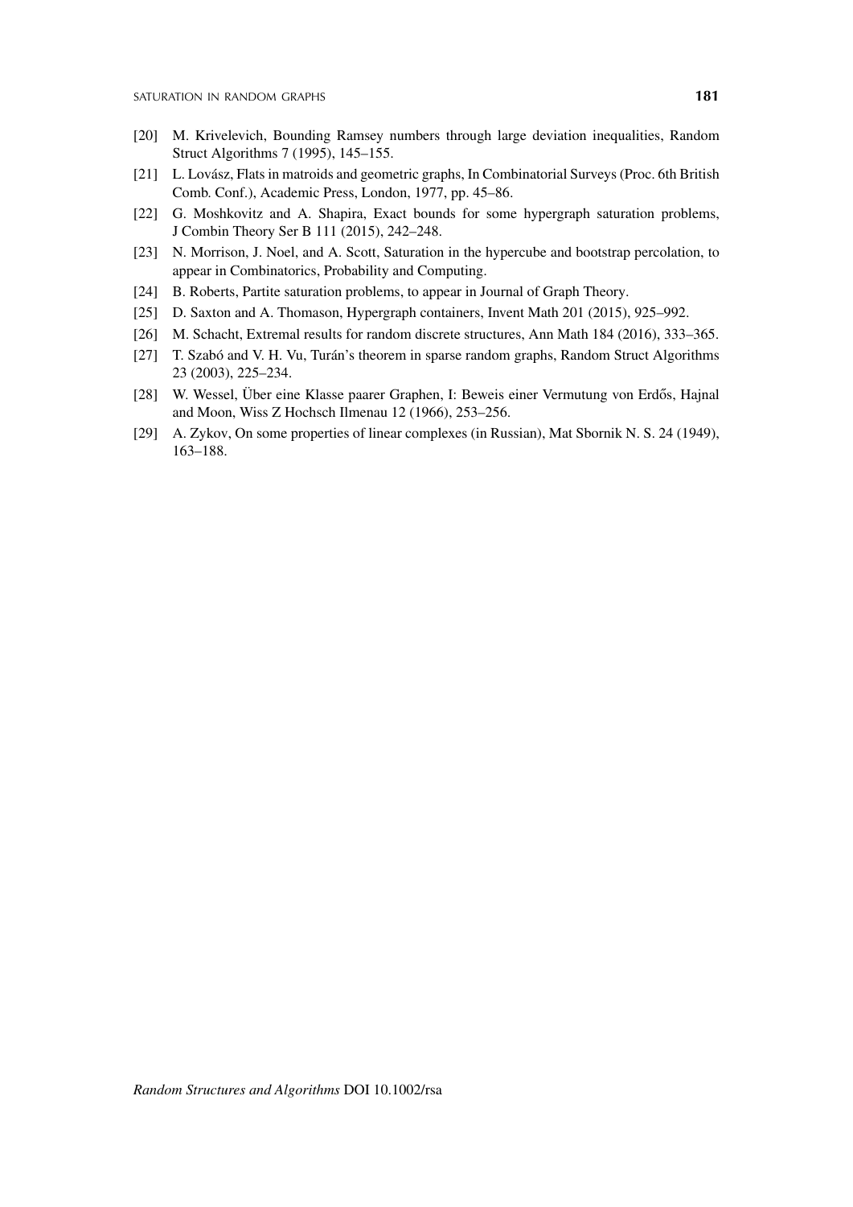[20] M. Krivelevich, Bounding Ramsey numbers through large deviation inequalities, Random Struct Algorithms 7 (1995), 145–155.

[21] L. Lovász, Flats in matroids and geometric graphs, In Combinatorial Surveys (Proc. 6th British Comb. Conf.), Academic Press, London, 1977, pp. 45–86.

[22] G. Moshkovitz and A. Shapira, Exact bounds for some hypergraph saturation problems, J Combin Theory Ser B 111 (2015), 242–248.

[23] N. Morrison, J. Noel, and A. Scott, Saturation in the hypercube and bootstrap percolation, to appear in Combinatorics, Probability and Computing.

[24] B. Roberts, Partite saturation problems, to appear in Journal of Graph Theory.

[25] D. Saxton and A. Thomason, Hypergraph containers, Invent Math 201 (2015), 925–992.

[26] M. Schacht, Extremal results for random discrete structures, Ann Math 184 (2016), 333–365.

[27] T. Szabó and V. H. Vu, Turán's theorem in sparse random graphs, Random Struct Algorithms 23 (2003), 225–234.

[28] W. Wessel, Über eine Klasse paarer Graphen, I: Beweis einer Vermutung von Erdős, Hajnal and Moon, Wiss Z Hochsch Ilmenau 12 (1966), 253–256.

[29] A. Zykov, On some properties of linear complexes (in Russian), Mat Sbornik N. S. 24 (1949), 163–188.